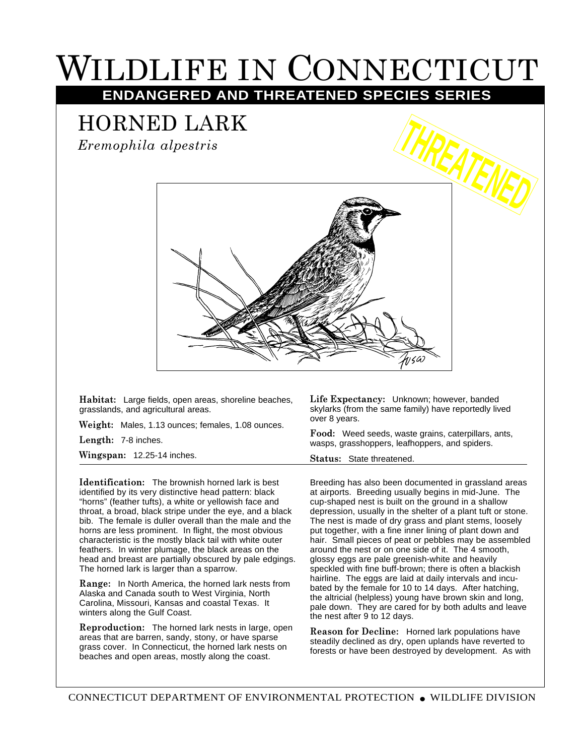# Wildlife in Connecticut

**ENDANGERED AND THREATENED SPECIES SERIES**

## HORNED LARK

*Eremophila alpestris*

THREATENED

**Habitat:** Large fields, open areas, shoreline beaches, grasslands, and agricultural areas.

**Weight:** Males, 1.13 ounces; females, 1.08 ounces.

**Length:** 7-8 inches.

**Wingspan:** 12.25-14 inches.

**Life Expectancy:** Unknown; however, banded skylarks (from the same family) have reportedly lived over 8 years.

**Food:** Weed seeds, waste grains, caterpillars, ants, wasps, grasshoppers, leafhoppers, and spiders.

**Status:** State threatened.

**Identification:** The brownish horned lark is best identified by its very distinctive head pattern: black "horns" (feather tufts), a white or yellowish face and throat, a broad, black stripe under the eye, and a black bib. The female is duller overall than the male and the horns are less prominent. In flight, the most obvious characteristic is the mostly black tail with white outer feathers. In winter plumage, the black areas on the head and breast are partially obscured by pale edgings. The horned lark is larger than a sparrow.

**Range:** In North America, the horned lark nests from Alaska and Canada south to West Virginia, North Carolina, Missouri, Kansas and coastal Texas. It winters along the Gulf Coast.

**Reproduction:** The horned lark nests in large, open areas that are barren, sandy, stony, or have sparse grass cover. In Connecticut, the horned lark nests on beaches and open areas, mostly along the coast. Breeding has also been documented in grassland areas at airports. Breeding usually begins in mid-June. The cup-shaped nest is built on the ground in a shallow depression, usually in the shelter of a plant tuft or stone. The nest is made of dry grass and plant stems, loosely put together, with a fine inner lining of plant down and hair. Small pieces of peat or pebbles may be assembled around the nest or on one side of it. The 4 smooth, glossy eggs are pale greenish-white and heavily speckled with fine buff-brown; there is often a blackish hairline. The eggs are laid at daily intervals and incubated by the female for 10 to 14 days. After hatching, the altricial (helpless) young have brown skin and long, pale down. They are cared for by both adults and leave the nest after 9 to 12 days.

**Reason for Decline:** Horned lark populations have steadily declined as dry, open uplands have reverted to forests or have been destroyed by development. As with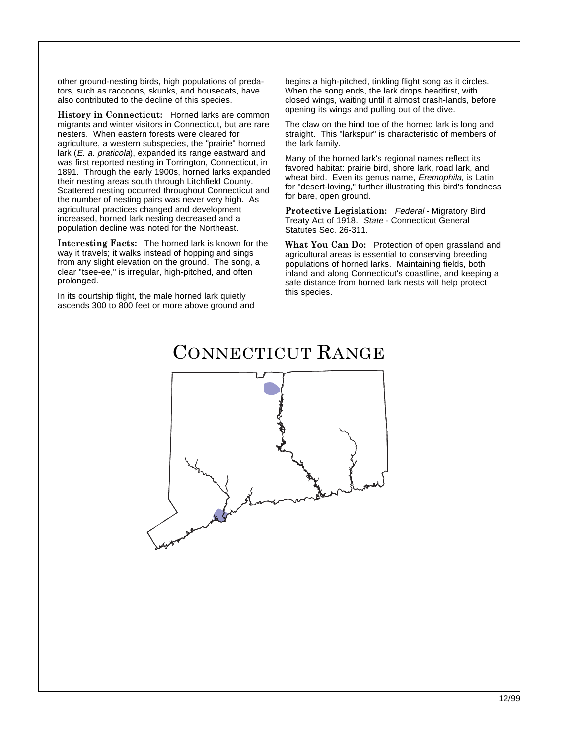other ground-nesting birds, high populations of predators, such as raccoons, skunks, and housecats, have also contributed to the decline of this species.

**History in Connecticut:** Horned larks are common migrants and winter visitors in Connecticut, but are rare nesters. When eastern forests were cleared for agriculture, a western subspecies, the "prairie" horned lark (*E. a. praticola*), expanded its range eastward and was first reported nesting in Torrington, Connecticut, in 1891. Through the early 1900s, horned larks expanded their nesting areas south through Litchfield County. Scattered nesting occurred throughout Connecticut and the number of nesting pairs was never very high. As agricultural practices changed and development increased, horned lark nesting decreased and a population decline was noted for the Northeast.

**Interesting Facts:** The horned lark is known for the way it travels; it walks instead of hopping and sings from any slight elevation on the ground. The song, a clear "tsee-ee," is irregular, high-pitched, and often prolonged.

In its courtship flight, the male horned lark quietly ascends 300 to 800 feet or more above ground and begins a high-pitched, tinkling flight song as it circles. When the song ends, the lark drops headfirst, with closed wings, waiting until it almost crash-lands, before opening its wings and pulling out of the dive.

The claw on the hind toe of the horned lark is long and straight. This "larkspur" is characteristic of members of the lark family.

Many of the horned lark's regional names reflect its favored habitat: prairie bird, shore lark, road lark, and wheat bird. Even its genus name, *Eremophila,* is Latin for "desert-loving," further illustrating this bird's fondness for bare, open ground.

**Protective Legislation:** *Federal* - Migratory Bird Treaty Act of 1918. *State* - Connecticut General Statutes Sec. 26-311.

**What You Can Do:** Protection of open grassland and agricultural areas is essential to conserving breeding populations of horned larks. Maintaining fields, both inland and along Connecticut's coastline, and keeping a safe distance from horned lark nests will help protect this species.

## Connecticut Range

12/99